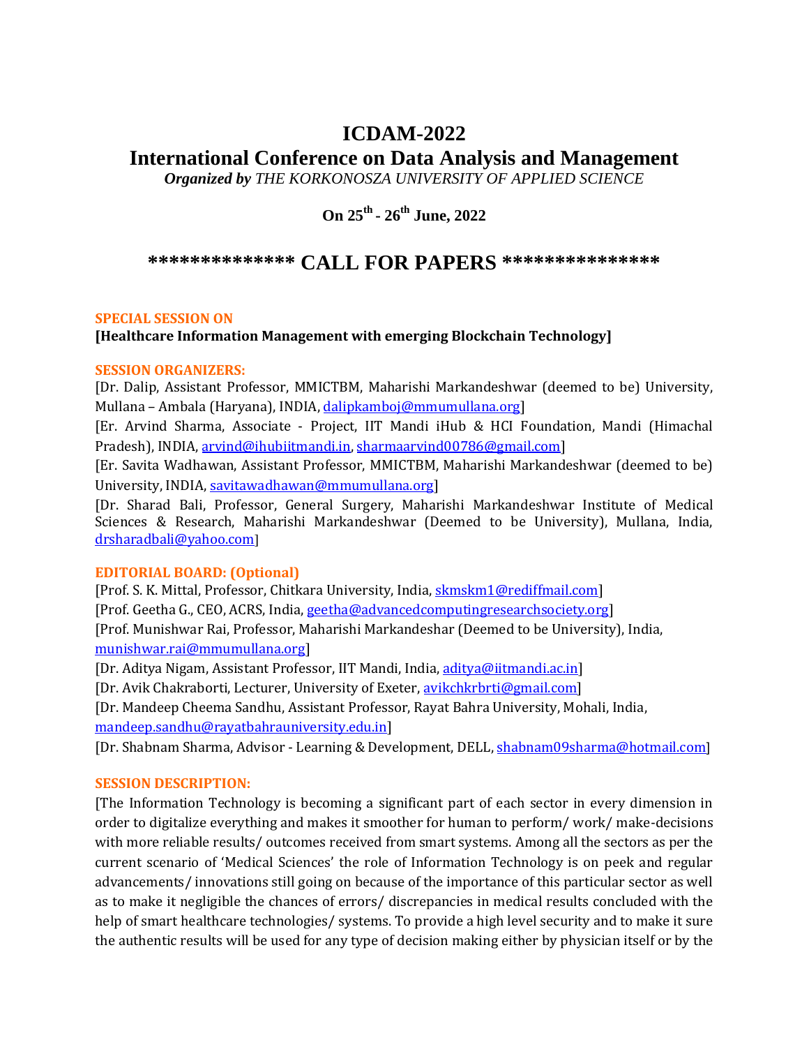# ICDAM-2022

# International Conference on Data Analysis and Management

***Organized by** THE KORKONOSZA UNIVERSITY OF APPLIED SCIENCE*

**On 25th - 26th June, 2022**

## ************** CALL FOR PAPERS ***************

**SPECIAL SESSION ON**

**[Healthcare Information Management with emerging Blockchain Technology]**

**SESSION ORGANIZERS:**

[Dr. Dalip, Assistant Professor, MMICTBM, Maharishi Markandeshwar (deemed to be) University, Mullana – Ambala (Haryana), INDIA, dalipkamboj@mmumullana.org]

[Er. Arvind Sharma, Associate - Project, IIT Mandi iHub & HCI Foundation, Mandi (Himachal Pradesh), INDIA, arvind@ihubiitmandi.in, sharmaarvind00786@gmail.com]

[Er. Savita Wadhawan, Assistant Professor, MMICTBM, Maharishi Markandeshwar (deemed to be) University, INDIA, savitawadhawan@mmumullana.org]

[Dr. Sharad Bali, Professor, General Surgery, Maharishi Markandeshwar Institute of Medical Sciences & Research, Maharishi Markandeshwar (Deemed to be University), Mullana, India, drsharadbali@yahoo.com]

**EDITORIAL BOARD: (Optional)**

[Prof. S. K. Mittal, Professor, Chitkara University, India, skmskm1@rediffmail.com]

[Prof. Geetha G., CEO, ACRS, India, geetha@advancedcomputingresearchsociety.org]

[Prof. Munishwar Rai, Professor, Maharishi Markandeshar (Deemed to be University), India, munishwar.rai@mmumullana.org]

[Dr. Aditya Nigam, Assistant Professor, IIT Mandi, India, aditya@iitmandi.ac.in]

[Dr. Avik Chakraborti, Lecturer, University of Exeter, avikchkrbrti@gmail.com]

[Dr. Mandeep Cheema Sandhu, Assistant Professor, Rayat Bahra University, Mohali, India, mandeep.sandhu@rayatbahrauniversity.edu.in]

[Dr. Shabnam Sharma, Advisor - Learning & Development, DELL, shabnam09sharma@hotmail.com]

**SESSION DESCRIPTION:**

[The Information Technology is becoming a significant part of each sector in every dimension in order to digitalize everything and makes it smoother for human to perform/ work/ make-decisions with more reliable results/ outcomes received from smart systems. Among all the sectors as per the current scenario of 'Medical Sciences' the role of Information Technology is on peek and regular advancements/ innovations still going on because of the importance of this particular sector as well as to make it negligible the chances of errors/ discrepancies in medical results concluded with the help of smart healthcare technologies/ systems. To provide a high level security and to make it sure the authentic results will be used for any type of decision making either by physician itself or by the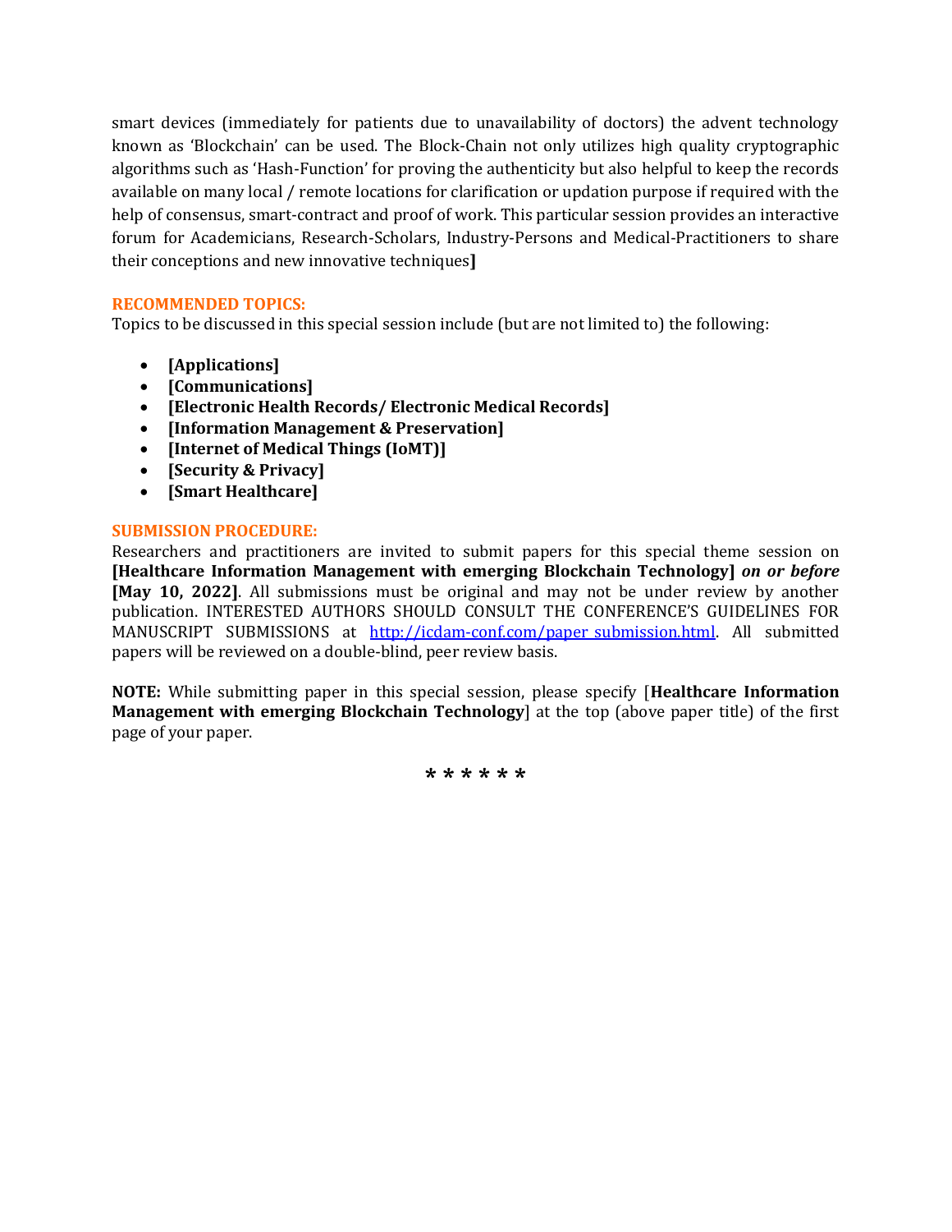smart devices (immediately for patients due to unavailability of doctors) the advent technology known as 'Blockchain' can be used. The Block-Chain not only utilizes high quality cryptographic algorithms such as 'Hash-Function' for proving the authenticity but also helpful to keep the records available on many local / remote locations for clarification or updation purpose if required with the help of consensus, smart-contract and proof of work. This particular session provides an interactive forum for Academicians, Research-Scholars, Industry-Persons and Medical-Practitioners to share their conceptions and new innovative techniques**]**

**RECOMMENDED TOPICS:**

Topics to be discussed in this special session include (but are not limited to) the following:

- **[Applications]**
- **[Communications]**
- **[Electronic Health Records/ Electronic Medical Records]**
- **[Information Management & Preservation]**
- **[Internet of Medical Things (IoMT)]**
- **[Security & Privacy]**
- **[Smart Healthcare]**

**SUBMISSION PROCEDURE:**

Researchers and practitioners are invited to submit papers for this special theme session on **[Healthcare Information Management with emerging Blockchain Technology]** ***on or before*** **[May 10, 2022]**. All submissions must be original and may not be under review by another publication. INTERESTED AUTHORS SHOULD CONSULT THE CONFERENCE'S GUIDELINES FOR MANUSCRIPT SUBMISSIONS at http://icdam-conf.com/paper_submission.html. All submitted papers will be reviewed on a double-blind, peer review basis.

**NOTE:** While submitting paper in this special session, please specify [**Healthcare Information Management with emerging Blockchain Technology**] at the top (above paper title) of the first page of your paper.

* * * * * *